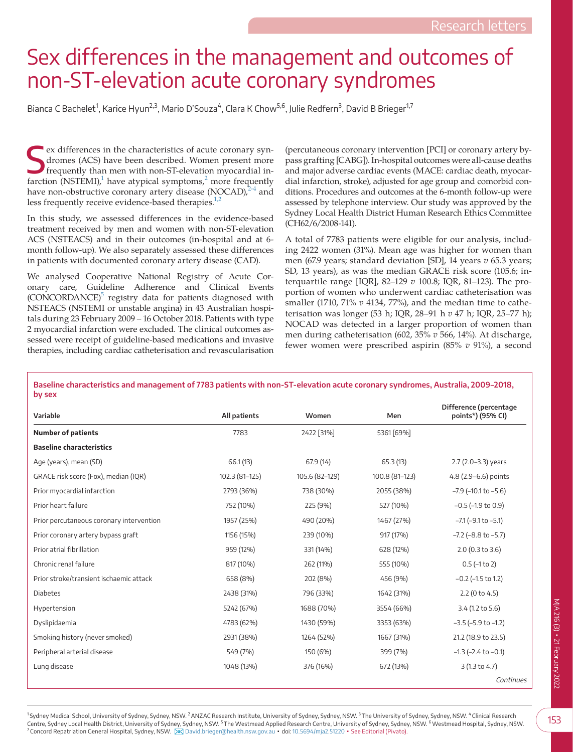# Sex differences in the management and outcomes of non-ST-elevation acute coronary syndromes

Bianca C Bachelet[1], Karice Hyun[2,3], Mario D'Souza[4], Clara K Chow[5,6], Julie Redfern[3], David B Brieger[1,7]

Sex differences in the characteristics of acute coronary syndromes (ACS) have been described. Women present more frequently than men with non-ST-elevation myocardial infarction (NSTEMI),[1] have atypical symptoms,[2] more frequently have non-obstructive coronary artery disease (NOCAD),[2-4] and less frequently receive evidence-based therapies.[1,2]

In this study, we assessed differences in the evidence-based treatment received by men and women with non-ST-elevation ACS (NSTEACS) and in their outcomes (in-hospital and at 6-month follow-up). We also separately assessed these differences in patients with documented coronary artery disease (CAD).

We analysed Cooperative National Registry of Acute Coronary care, Guideline Adherence and Clinical Events (CONCORDANCE)[5] registry data for patients diagnosed with NSTEACS (NSTEMI or unstable angina) in 43 Australian hospitals during 23 February 2009 – 16 October 2018. Patients with type 2 myocardial infarction were excluded. The clinical outcomes assessed were receipt of guideline-based medications and invasive therapies, including cardiac catheterisation and revascularisation (percutaneous coronary intervention [PCI] or coronary artery bypass grafting [CABG]). In-hospital outcomes were all-cause deaths and major adverse cardiac events (MACE: cardiac death, myocardial infarction, stroke), adjusted for age group and comorbid conditions. Procedures and outcomes at the 6-month follow-up were assessed by telephone interview. Our study was approved by the Sydney Local Health District Human Research Ethics Committee (CH62/6/2008-141).

A total of 7783 patients were eligible for our analysis, including 2422 women (31%). Mean age was higher for women than men (67.9 years; standard deviation [SD], 14 years *v* 65.3 years; SD, 13 years), as was the median GRACE risk score (105.6; interquartile range [IQR], 82–129 *v* 100.8; IQR, 81–123). The proportion of women who underwent cardiac catheterisation was smaller (1710, 71% *v* 4134, 77%), and the median time to catheterisation was longer (53 h; IQR, 28–91 h *v* 47 h; IQR, 25–77 h); NOCAD was detected in a larger proportion of women than men during catheterisation (602, 35% *v* 566, 14%). At discharge, fewer women were prescribed aspirin (85% *v* 91%), a second

**Baseline characteristics and management of 7783 patients with non-ST-elevation acute coronary syndromes, Australia, 2009–2018, by sex**

| Variable | All patients | Women | Men | Difference (percentage points*) (95% CI) |
|---|---|---|---|---|
| **Number of patients** | 7783 | 2422 [31%] | 5361 [69%] | |
| **Baseline characteristics** | | | | |
| Age (years), mean (SD) | 66.1 (13) | 67.9 (14) | 65.3 (13) | 2.7 (2.0–3.3) years |
| GRACE risk score (Fox), median (IQR) | 102.3 (81–125) | 105.6 (82–129) | 100.8 (81–123) | 4.8 (2.9–6.6) points |
| Prior myocardial infarction | 2793 (36%) | 738 (30%) | 2055 (38%) | −7.9 (−10.1 to −5.6) |
| Prior heart failure | 752 (10%) | 225 (9%) | 527 (10%) | −0.5 (−1.9 to 0.9) |
| Prior percutaneous coronary intervention | 1957 (25%) | 490 (20%) | 1467 (27%) | −7.1 (−9.1 to −5.1) |
| Prior coronary artery bypass graft | 1156 (15%) | 239 (10%) | 917 (17%) | −7.2 (−8.8 to −5.7) |
| Prior atrial fibrillation | 959 (12%) | 331 (14%) | 628 (12%) | 2.0 (0.3 to 3.6) |
| Chronic renal failure | 817 (10%) | 262 (11%) | 555 (10%) | 0.5 (−1 to 2) |
| Prior stroke/transient ischaemic attack | 658 (8%) | 202 (8%) | 456 (9%) | −0.2 (−1.5 to 1.2) |
| Diabetes | 2438 (31%) | 796 (33%) | 1642 (31%) | 2.2 (0 to 4.5) |
| Hypertension | 5242 (67%) | 1688 (70%) | 3554 (66%) | 3.4 (1.2 to 5.6) |
| Dyslipidaemia | 4783 (62%) | 1430 (59%) | 3353 (63%) | −3.5 (−5.9 to −1.2) |
| Smoking history (never smoked) | 2931 (38%) | 1264 (52%) | 1667 (31%) | 21.2 (18.9 to 23.5) |
| Peripheral arterial disease | 549 (7%) | 150 (6%) | 399 (7%) | −1.3 (−2.4 to −0.1) |
| Lung disease | 1048 (13%) | 376 (16%) | 672 (13%) | 3 (1.3 to 4.7) |

*Continues*

[1] Sydney Medical School, University of Sydney, Sydney, NSW. [2] ANZAC Research Institute, University of Sydney, Sydney, NSW. [3] The University of Sydney, Sydney, NSW. [4] Clinical Research Centre, Sydney Local Health District, University of Sydney, Sydney, NSW. [5] The Westmead Applied Research Centre, University of Sydney, Sydney, NSW. [6] Westmead Hospital, Sydney, NSW. [7] Concord Repatriation General Hospital, Sydney, NSW. David.brieger@health.nsw.gov.au • doi: 10.5694/mja2.51220 • See Editorial (Pivato).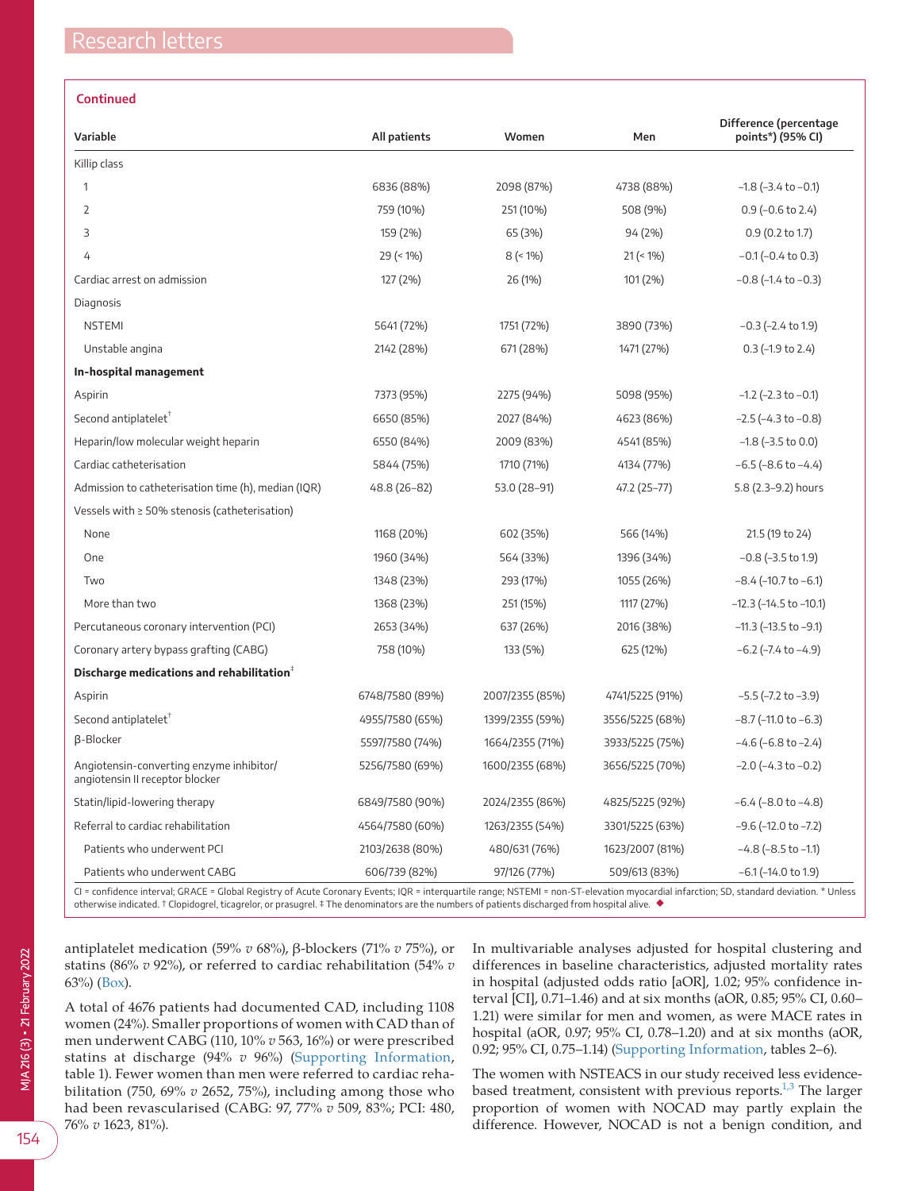**Continued**

| Variable | All patients | Women | Men | Difference (percentage points*) (95% CI) |
|---|---|---|---|---|
| Killip class | | | | |
| 1 | 6836 (88%) | 2098 (87%) | 4738 (88%) | −1.8 (−3.4 to −0.1) |
| 2 | 759 (10%) | 251 (10%) | 508 (9%) | 0.9 (−0.6 to 2.4) |
| 3 | 159 (2%) | 65 (3%) | 94 (2%) | 0.9 (0.2 to 1.7) |
| 4 | 29 (< 1%) | 8 (< 1%) | 21 (< 1%) | −0.1 (−0.4 to 0.3) |
| Cardiac arrest on admission | 127 (2%) | 26 (1%) | 101 (2%) | −0.8 (−1.4 to −0.3) |
| Diagnosis | | | | |
| NSTEMI | 5641 (72%) | 1751 (72%) | 3890 (73%) | −0.3 (−2.4 to 1.9) |
| Unstable angina | 2142 (28%) | 671 (28%) | 1471 (27%) | 0.3 (−1.9 to 2.4) |
| **In-hospital management** | | | | |
| Aspirin | 7373 (95%) | 2275 (94%) | 5098 (95%) | −1.2 (−2.3 to −0.1) |
| Second antiplatelet† | 6650 (85%) | 2027 (84%) | 4623 (86%) | −2.5 (−4.3 to −0.8) |
| Heparin/low molecular weight heparin | 6550 (84%) | 2009 (83%) | 4541 (85%) | −1.8 (−3.5 to 0.0) |
| Cardiac catheterisation | 5844 (75%) | 1710 (71%) | 4134 (77%) | −6.5 (−8.6 to −4.4) |
| Admission to catheterisation time (h), median (IQR) | 48.8 (26–82) | 53.0 (28–91) | 47.2 (25–77) | 5.8 (2.3–9.2) hours |
| Vessels with ≥ 50% stenosis (catheterisation) | | | | |
| None | 1168 (20%) | 602 (35%) | 566 (14%) | 21.5 (19 to 24) |
| One | 1960 (34%) | 564 (33%) | 1396 (34%) | −0.8 (−3.5 to 1.9) |
| Two | 1348 (23%) | 293 (17%) | 1055 (26%) | −8.4 (−10.7 to −6.1) |
| More than two | 1368 (23%) | 251 (15%) | 1117 (27%) | −12.3 (−14.5 to −10.1) |
| Percutaneous coronary intervention (PCI) | 2653 (34%) | 637 (26%) | 2016 (38%) | −11.3 (−13.5 to −9.1) |
| Coronary artery bypass grafting (CABG) | 758 (10%) | 133 (5%) | 625 (12%) | −6.2 (−7.4 to −4.9) |
| **Discharge medications and rehabilitation‡** | | | | |
| Aspirin | 6748/7580 (89%) | 2007/2355 (85%) | 4741/5225 (91%) | −5.5 (−7.2 to −3.9) |
| Second antiplatelet† | 4955/7580 (65%) | 1399/2355 (59%) | 3556/5225 (68%) | −8.7 (−11.0 to −6.3) |
| β-Blocker | 5597/7580 (74%) | 1664/2355 (71%) | 3933/5225 (75%) | −4.6 (−6.8 to −2.4) |
| Angiotensin-converting enzyme inhibitor/angiotensin II receptor blocker | 5256/7580 (69%) | 1600/2355 (68%) | 3656/5225 (70%) | −2.0 (−4.3 to −0.2) |
| Statin/lipid-lowering therapy | 6849/7580 (90%) | 2024/2355 (86%) | 4825/5225 (92%) | −6.4 (−8.0 to −4.8) |
| Referral to cardiac rehabilitation | 4564/7580 (60%) | 1263/2355 (54%) | 3301/5225 (63%) | −9.6 (−12.0 to −7.2) |
| Patients who underwent PCI | 2103/2638 (80%) | 480/631 (76%) | 1623/2007 (81%) | −4.8 (−8.5 to −1.1) |
| Patients who underwent CABG | 606/739 (82%) | 97/126 (77%) | 509/613 (83%) | −6.1 (−14.0 to 1.9) |

CI = confidence interval; GRACE = Global Registry of Acute Coronary Events; IQR = interquartile range; NSTEMI = non-ST-elevation myocardial infarction; SD, standard deviation. * Unless otherwise indicated. † Clopidogrel, ticagrelor, or prasugrel. ‡ The denominators are the numbers of patients discharged from hospital alive. ◆

antiplatelet medication (59% *v* 68%), β-blockers (71% *v* 75%), or statins (86% *v* 92%), or referred to cardiac rehabilitation (54% *v* 63%) (Box).

A total of 4676 patients had documented CAD, including 1108 women (24%). Smaller proportions of women with CAD than of men underwent CABG (110, 10% *v* 563, 16%) or were prescribed statins at discharge (94% *v* 96%) (Supporting Information, table 1). Fewer women than men were referred to cardiac rehabilitation (750, 69% *v* 2652, 75%), including among those who had been revascularised (CABG: 97, 77% *v* 509, 83%; PCI: 480, 76% *v* 1623, 81%).

In multivariable analyses adjusted for hospital clustering and differences in baseline characteristics, adjusted mortality rates in hospital (adjusted odds ratio [aOR], 1.02; 95% confidence interval [CI], 0.71–1.46) and at six months (aOR, 0.85; 95% CI, 0.60–1.21) were similar for men and women, as were MACE rates in hospital (aOR, 0.97; 95% CI, 0.78–1.20) and at six months (aOR, 0.92; 95% CI, 0.75–1.14) (Supporting Information, tables 2–6).

The women with NSTEACS in our study received less evidence-based treatment, consistent with previous reports.[1,3] The larger proportion of women with NOCAD may partly explain the difference. However, NOCAD is not a benign condition, and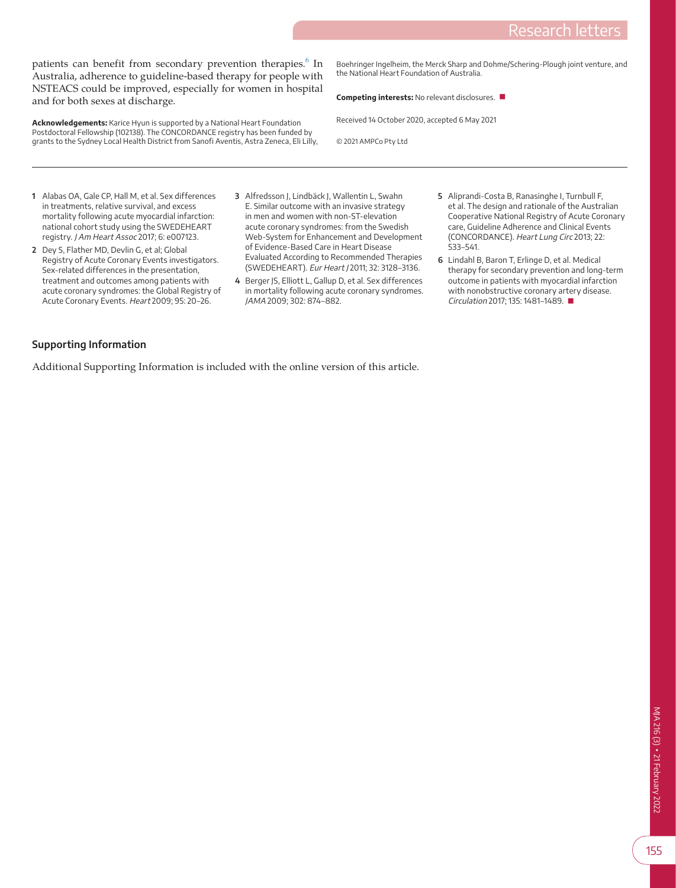patients can benefit from secondary prevention therapies.[6] In Australia, adherence to guideline-based therapy for people with NSTEACS could be improved, especially for women in hospital and for both sexes at discharge.

**Acknowledgements:** Karice Hyun is supported by a National Heart Foundation Postdoctoral Fellowship (102138). The CONCORDANCE registry has been funded by grants to the Sydney Local Health District from Sanofi Aventis, Astra Zeneca, Eli Lilly, Boehringer Ingelheim, the Merck Sharp and Dohme/Schering-Plough joint venture, and the National Heart Foundation of Australia.

**Competing interests:** No relevant disclosures. ■

Received 14 October 2020, accepted 6 May 2021

© 2021 AMPCo Pty Ltd

1. Alabas OA, Gale CP, Hall M, et al. Sex differences in treatments, relative survival, and excess mortality following acute myocardial infarction: national cohort study using the SWEDEHEART registry. *J Am Heart Assoc* 2017; 6: e007123.
2. Dey S, Flather MD, Devlin G, et al; Global Registry of Acute Coronary Events investigators. Sex-related differences in the presentation, treatment and outcomes among patients with acute coronary syndromes: the Global Registry of Acute Coronary Events. *Heart* 2009; 95: 20–26.
3. Alfredsson J, Lindbäck J, Wallentin L, Swahn E. Similar outcome with an invasive strategy in men and women with non-ST-elevation acute coronary syndromes: from the Swedish Web-System for Enhancement and Development of Evidence-Based Care in Heart Disease Evaluated According to Recommended Therapies (SWEDEHEART). *Eur Heart J* 2011; 32: 3128–3136.
4. Berger JS, Elliott L, Gallup D, et al. Sex differences in mortality following acute coronary syndromes. *JAMA* 2009; 302: 874–882.
5. Aliprandi-Costa B, Ranasinghe I, Turnbull F, et al. The design and rationale of the Australian Cooperative National Registry of Acute Coronary care, Guideline Adherence and Clinical Events (CONCORDANCE). *Heart Lung Circ* 2013; 22: 533–541.
6. Lindahl B, Baron T, Erlinge D, et al. Medical therapy for secondary prevention and long-term outcome in patients with myocardial infarction with nonobstructive coronary artery disease. *Circulation* 2017; 135: 1481–1489. ■

## Supporting Information

Additional Supporting Information is included with the online version of this article.